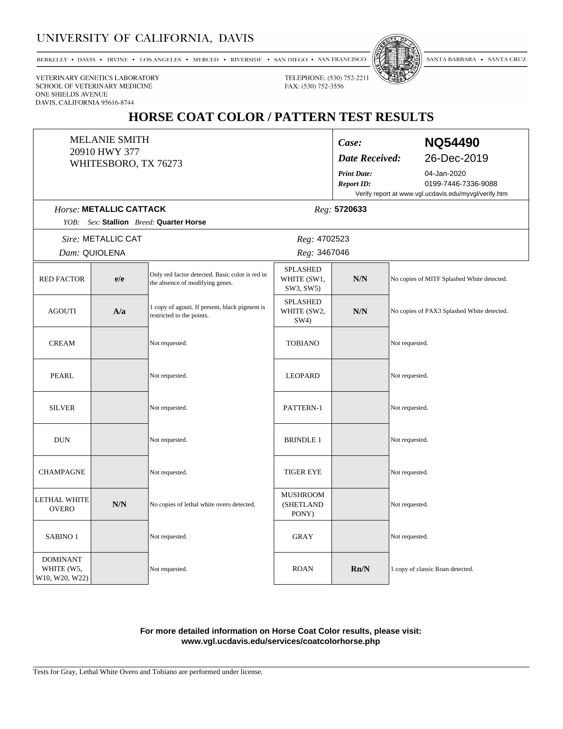# UNIVERSITY OF CALIFORNIA, DAVIS

BERKELEY • DAVIS • IRVINE • LOS ANGELES • MERCED • RIVERSIDE • SAN DIEGO • SAN FRANCISCO • SANTA BARBARA • SANTA CRUZ

VETERINARY GENETICS LABORATORY
SCHOOL OF VETERINARY MEDICINE
ONE SHIELDS AVENUE
DAVIS, CALIFORNIA 95616-8744

TELEPHONE: (530) 752-2211
FAX: (530) 752-3556

## HORSE COAT COLOR / PATTERN TEST RESULTS

MELANIE SMITH
20910 HWY 377
WHITESBORO, TX 76273

*Case:* **NQ54490**
*Date Received:* 26-Dec-2019
*Print Date:* 04-Jan-2020
*Report ID:* 0199-7446-7336-9088
Verify report at www.vgl.ucdavis.edu/myvgl/verify.htm

*Horse:* **METALLIC CATTACK** *Reg:* **5720633**
*YOB:* *Sex:* **Stallion** *Breed:* **Quarter Horse**

*Sire:* METALLIC CAT *Reg:* 4702523
*Dam:* QUIOLENA *Reg:* 3467046

| Test | Result | Interpretation | Test | Result | Interpretation |
|---|---|---|---|---|---|
| RED FACTOR | **e/e** | Only red factor detected. Basic color is red in the absence of modifying genes. | SPLASHED WHITE (SW1, SW3, SW5) | **N/N** | No copies of MITF Splashed White detected. |
| AGOUTI | **A/a** | 1 copy of agouti. If present, black pigment is restricted to the points. | SPLASHED WHITE (SW2, SW4) | **N/N** | No copies of PAX3 Splashed White detected. |
| CREAM | | Not requested. | TOBIANO | | Not requested. |
| PEARL | | Not requested. | LEOPARD | | Not requested. |
| SILVER | | Not requested. | PATTERN-1 | | Not requested. |
| DUN | | Not requested. | BRINDLE 1 | | Not requested. |
| CHAMPAGNE | | Not requested. | TIGER EYE | | Not requested. |
| LETHAL WHITE OVERO | **N/N** | No copies of lethal white overo detected. | MUSHROOM (SHETLAND PONY) | | Not requested. |
| SABINO 1 | | Not requested. | GRAY | | Not requested. |
| DOMINANT WHITE (W5, W10, W20, W22) | | Not requested. | ROAN | **Rn/N** | 1 copy of classic Roan detected. |

**For more detailed information on Horse Coat Color results, please visit:**
**www.vgl.ucdavis.edu/services/coatcolorhorse.php**

Tests for Gray, Lethal White Overo and Tobiano are performed under license.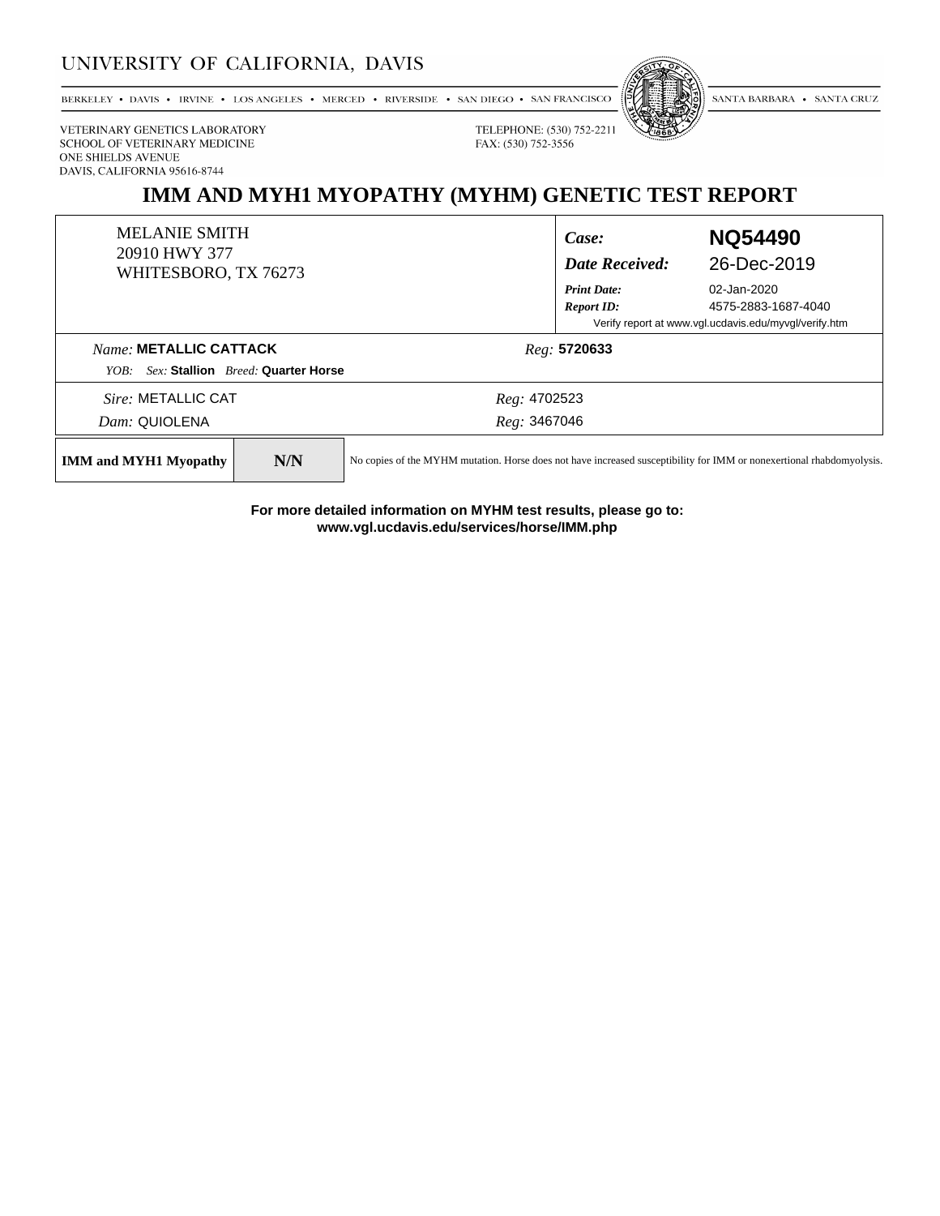# UNIVERSITY OF CALIFORNIA, DAVIS

BERKELEY • DAVIS • IRVINE • LOS ANGELES • MERCED • RIVERSIDE • SAN DIEGO • SAN FRANCISCO • SANTA BARBARA • SANTA CRUZ

VETERINARY GENETICS LABORATORY
SCHOOL OF VETERINARY MEDICINE
ONE SHIELDS AVENUE
DAVIS, CALIFORNIA 95616-8744

TELEPHONE: (530) 752-2211
FAX: (530) 752-3556

## IMM AND MYH1 MYOPATHY (MYHM) GENETIC TEST REPORT

MELANIE SMITH
20910 HWY 377
WHITESBORO, TX 76273

*Case:* **NQ54490**
*Date Received:* 26-Dec-2019
*Print Date:* 02-Jan-2020
*Report ID:* 4575-2883-1687-4040
Verify report at www.vgl.ucdavis.edu/myvgl/verify.htm

*Name:* **METALLIC CATTACK** *Reg:* **5720633**
*YOB:* *Sex:* **Stallion** *Breed:* **Quarter Horse**

*Sire:* METALLIC CAT *Reg:* 4702523
*Dam:* QUIOLENA *Reg:* 3467046

| **IMM and MYH1 Myopathy** | **N/N** | No copies of the MYHM mutation. Horse does not have increased susceptibility for IMM or nonexertional rhabdomyolysis. |
|---|---|---|

**For more detailed information on MYHM test results, please go to:**
**www.vgl.ucdavis.edu/services/horse/IMM.php**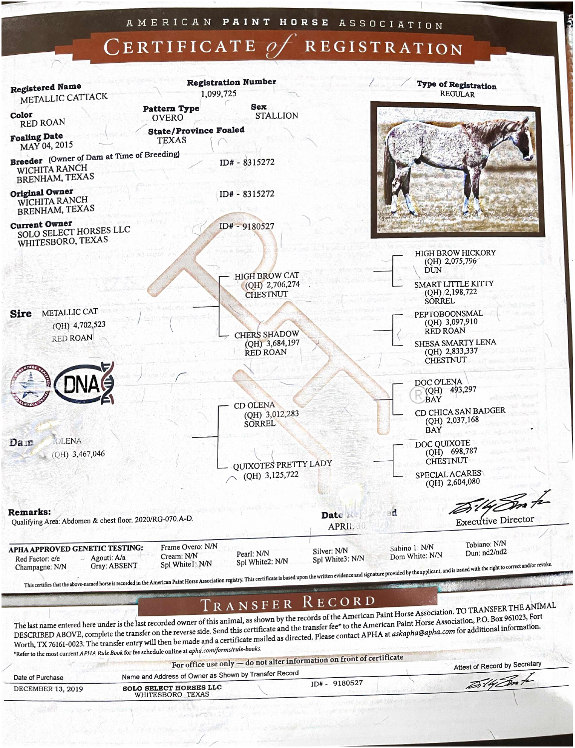AMERICAN PAINT HORSE ASSOCIATION

# CERTIFICATE of REGISTRATION

**Registered Name**
METALLIC CATTACK

**Registration Number**
1,099,725

**Type of Registration**
REGULAR

**Color**
RED ROAN

**Pattern Type**
OVERO

**Sex**
STALLION

**Foaling Date**
MAY 04, 2015

**State/Province Foaled**
TEXAS

**Breeder** (Owner of Dam at Time of Breeding)
WICHITA RANCH
BRENHAM, TEXAS
ID# - 8315272

**Original Owner**
WICHITA RANCH
BRENHAM, TEXAS
ID# - 8315272

**Current Owner**
SOLO SELECT HORSES LLC
WHITESBORO, TEXAS
ID# - 9180527

## Pedigree

**Sire** METALLIC CAT (QH) 4,702,523 RED ROAN

- HIGH BROW CAT (QH) 2,706,274 CHESTNUT
  - HIGH BROW HICKORY (QH) 2,075,796 DUN
  - SMART LITTLE KITTY (QH) 2,198,722 SORREL
- CHERS SHADOW (QH) 3,684,197 RED ROAN
  - PEPTOBOONSMAL (QH) 3,097,910 RED ROAN
  - SHESA SMARTY LENA (QH) 2,833,337 CHESTNUT

**Dam** IOLENA (QH) 3,467,046

- CD OLENA (QH) 3,012,283 SORREL
  - DOC O'LENA (QH) 493,297 BAY
  - CD CHICA SAN BADGER (QH) 2,037,168 BAY
- QUIXOTES PRETTY LADY (QH) 3,125,722
  - DOC QUIXOTE (QH) 698,787 CHESTNUT
  - SPECIAL ACARES (QH) 2,604,080

**Remarks:**
Qualifying Area: Abdomen & chest floor. 2020/RG-070.A-D.

**Date Registered**
APRIL 30

Executive Director

**APHA APPROVED GENETIC TESTING:**

| | | | | | |
|---|---|---|---|---|---|
| Red Factor: e/e | Frame Overo: N/N | Pearl: N/N | Silver: N/N | Sabino 1: N/N | Tobiano: N/N |
| Agouti: A/a | Cream: N/N | Spl White2: N/N | Spl White3: N/N | Dom White: N/N | Dun: nd2/nd2 |
| Champagne: N/N | Spl White1: N/N | | | | |
| Gray: ABSENT | | | | | |

This certifies that the above-named horse is recorded in the American Paint Horse Association registry. This certificate is based upon the written evidence and signature provided by the applicant, and is issued with the right to correct and/or revoke.

## TRANSFER RECORD

The last name entered here under is the last recorded owner of this animal, as shown by the records of the American Paint Horse Association. TO TRANSFER THE ANIMAL DESCRIBED ABOVE, complete the transfer on the reverse side. Send this certificate and the transfer fee* to the American Paint Horse Association, P.O. Box 961023, Fort Worth, TX 76161-0023. The transfer entry will then be made and a certificate mailed as directed. Please contact APHA at *askapha@apha.com* for additional information.

*Refer to the most current *APHA Rule Book* for fee schedule online at *apha.com/forms/rule-books*.

For office use only — do not alter information on front of certificate

| Date of Purchase | Name and Address of Owner as Shown by Transfer Record | | Attest of Record by Secretary |
|---|---|---|---|
| DECEMBER 13, 2019 | SOLO SELECT HORSES LLC WHITESBORO TEXAS | ID# - 9180527 | |